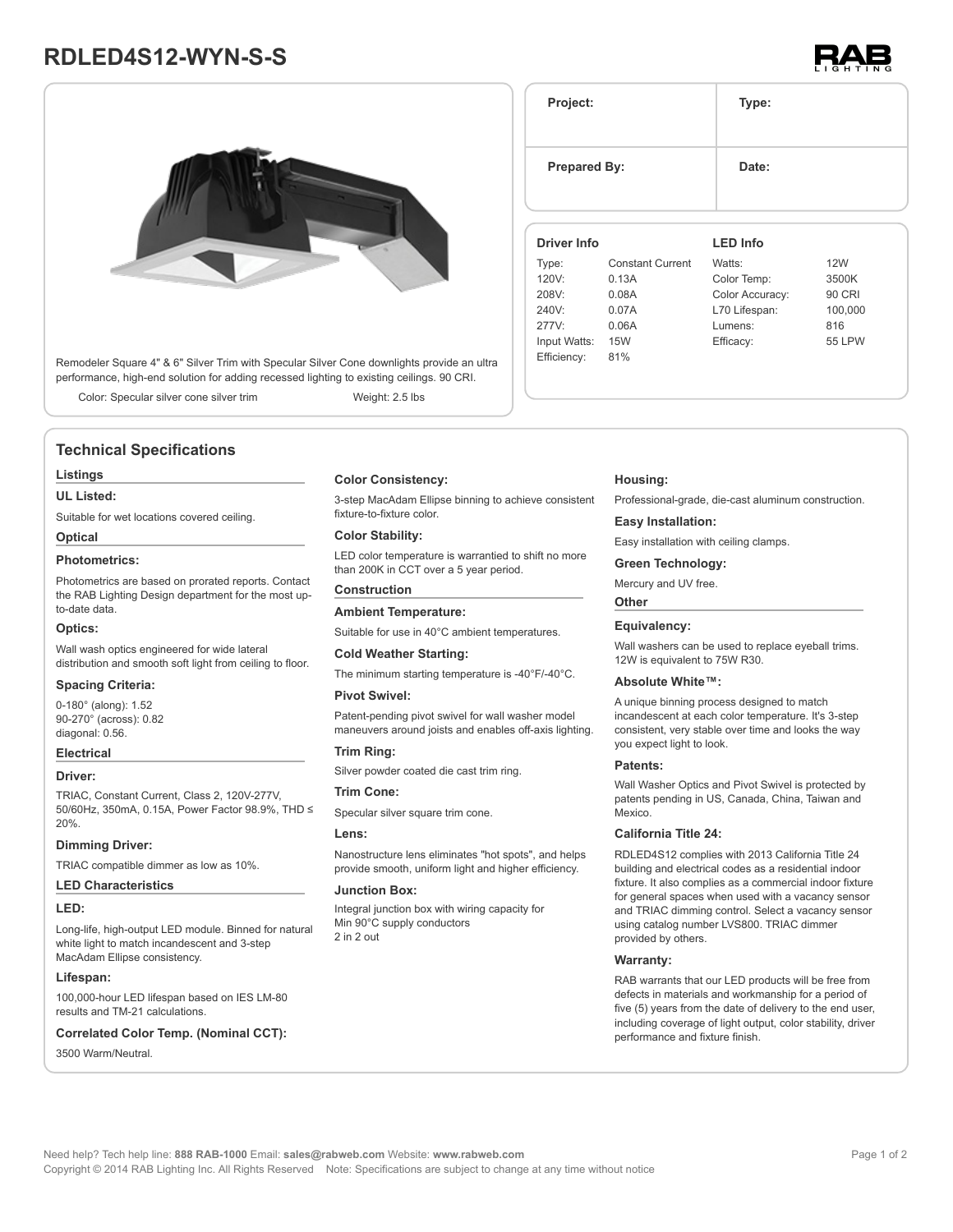# RDLED4S12-WYN-S-S

Remodeler Square 4" & 6" Silver Trim with Specular Silver Cone downlights provide an ultra performance, high-end solution for adding recessed lighting to existing ceilings. 90 CRI.

Color: Specular silver cone silver trim

Weight: 2.5 lbs

| Project: | Type: |
|---|---|
| **Prepared By:** | **Date:** |

### Driver Info

| | |
|---|---|
| Type: | Constant Current |
| 120V: | 0.13A |
| 208V: | 0.08A |
| 240V: | 0.07A |
| 277V: | 0.06A |
| Input Watts: | 15W |
| Efficiency: | 81% |

### LED Info

| | |
|---|---|
| Watts: | 12W |
| Color Temp: | 3500K |
| Color Accuracy: | 90 CRI |
| L70 Lifespan: | 100,000 |
| Lumens: | 816 |
| Efficacy: | 55 LPW |

## Technical Specifications

### Listings

**UL Listed:**

Suitable for wet locations covered ceiling.

### Optical

**Photometrics:**

Photometrics are based on prorated reports. Contact the RAB Lighting Design department for the most up-to-date data.

**Optics:**

Wall wash optics engineered for wide lateral distribution and smooth soft light from ceiling to floor.

**Spacing Criteria:**

0-180° (along): 1.52
90-270° (across): 0.82
diagonal: 0.56.

### Electrical

**Driver:**

TRIAC, Constant Current, Class 2, 120V-277V, 50/60Hz, 350mA, 0.15A, Power Factor 98.9%, THD ≤ 20%.

**Dimming Driver:**

TRIAC compatible dimmer as low as 10%.

### LED Characteristics

**LED:**

Long-life, high-output LED module. Binned for natural white light to match incandescent and 3-step MacAdam Ellipse consistency.

**Lifespan:**

100,000-hour LED lifespan based on IES LM-80 results and TM-21 calculations.

**Correlated Color Temp. (Nominal CCT):**

3500 Warm/Neutral.

**Color Consistency:**

3-step MacAdam Ellipse binning to achieve consistent fixture-to-fixture color.

**Color Stability:**

LED color temperature is warrantied to shift no more than 200K in CCT over a 5 year period.

### Construction

**Ambient Temperature:**

Suitable for use in 40°C ambient temperatures.

**Cold Weather Starting:**

The minimum starting temperature is -40°F/-40°C.

**Pivot Swivel:**

Patent-pending pivot swivel for wall washer model maneuvers around joists and enables off-axis lighting.

**Trim Ring:**

Silver powder coated die cast trim ring.

**Trim Cone:**

Specular silver square trim cone.

**Lens:**

Nanostructure lens eliminates "hot spots", and helps provide smooth, uniform light and higher efficiency.

**Junction Box:**

Integral junction box with wiring capacity for
Min 90°C supply conductors
2 in 2 out

**Housing:**

Professional-grade, die-cast aluminum construction.

**Easy Installation:**

Easy installation with ceiling clamps.

**Green Technology:**

Mercury and UV free.

### Other

**Equivalency:**

Wall washers can be used to replace eyeball trims. 12W is equivalent to 75W R30.

**Absolute White™:**

A unique binning process designed to match incandescent at each color temperature. It's 3-step consistent, very stable over time and looks the way you expect light to look.

**Patents:**

Wall Washer Optics and Pivot Swivel is protected by patents pending in US, Canada, China, Taiwan and Mexico.

**California Title 24:**

RDLED4S12 complies with 2013 California Title 24 building and electrical codes as a residential indoor fixture. It also complies as a commercial indoor fixture for general spaces when used with a vacancy sensor and TRIAC dimming control. Select a vacancy sensor using catalog number LVS800. TRIAC dimmer provided by others.

**Warranty:**

RAB warrants that our LED products will be free from defects in materials and workmanship for a period of five (5) years from the date of delivery to the end user, including coverage of light output, color stability, driver performance and fixture finish.

Need help? Tech help line: **888 RAB-1000** Email: **sales@rabweb.com** Website: **www.rabweb.com**
Copyright © 2014 RAB Lighting Inc. All Rights Reserved Note: Specifications are subject to change at any time without notice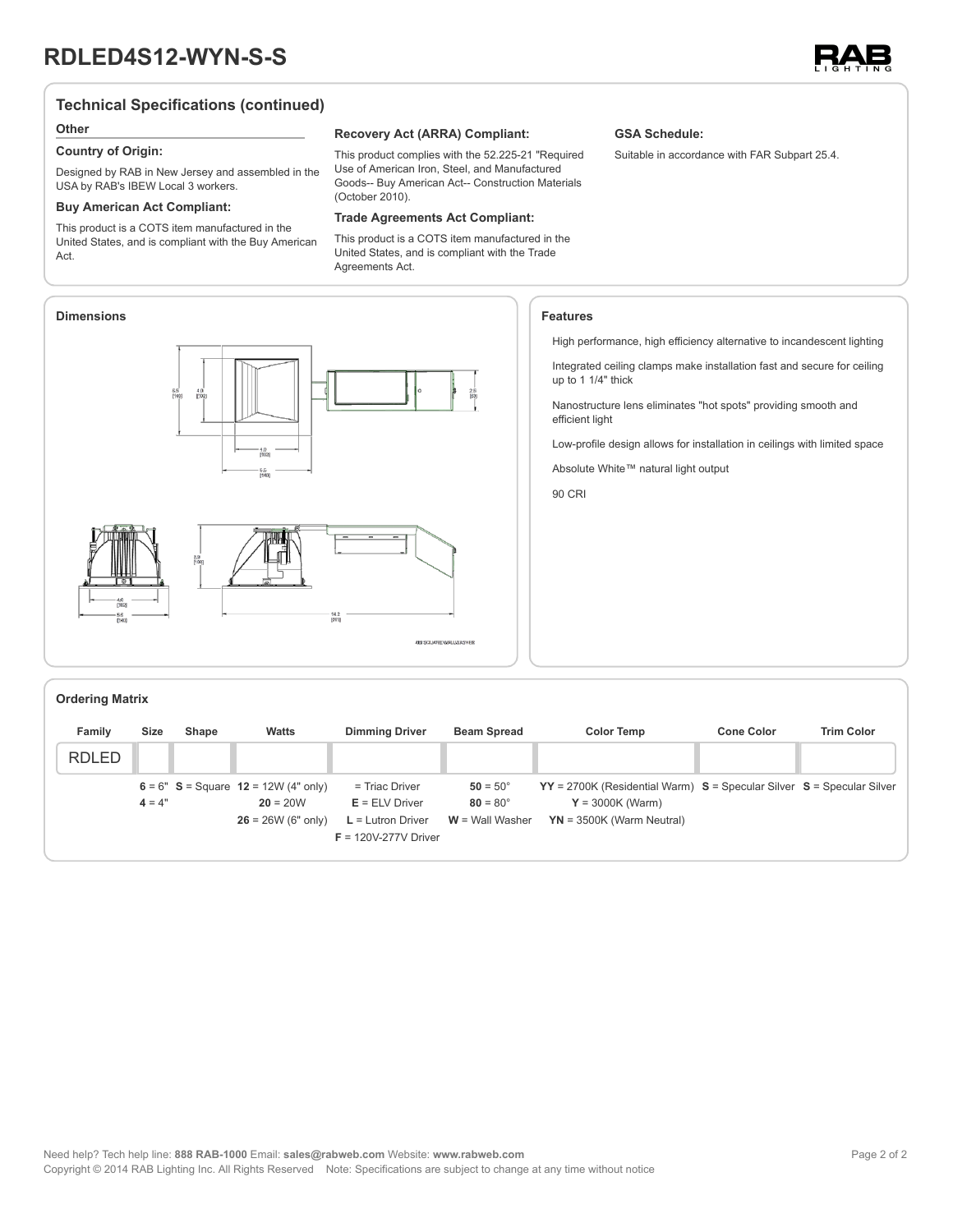# RDLED4S12-WYN-S-S

## Technical Specifications (continued)

### Other

**Country of Origin:**

Designed by RAB in New Jersey and assembled in the USA by RAB's IBEW Local 3 workers.

**Buy American Act Compliant:**

This product is a COTS item manufactured in the United States, and is compliant with the Buy American Act.

**Recovery Act (ARRA) Compliant:**

This product complies with the 52.225-21 "Required Use of American Iron, Steel, and Manufactured Goods-- Buy American Act-- Construction Materials (October 2010).

**Trade Agreements Act Compliant:**

This product is a COTS item manufactured in the United States, and is compliant with the Trade Agreements Act.

**GSA Schedule:**

Suitable in accordance with FAR Subpart 25.4.

## Dimensions

5.5 [140]
4.0 [102]
4.0 [102]
5.5 [140]
2.5 [63]
4.0 [102]
5.5 [140]
3.9 [100]
14.2 [361]

4IN SQUARE WALLWASHER

## Features

High performance, high efficiency alternative to incandescent lighting

Integrated ceiling clamps make installation fast and secure for ceiling up to 1 1/4" thick

Nanostructure lens eliminates "hot spots" providing smooth and efficient light

Low-profile design allows for installation in ceilings with limited space

Absolute White™ natural light output

90 CRI

## Ordering Matrix

| Family | Size | Shape | Watts | Dimming Driver | Beam Spread | Color Temp | Cone Color | Trim Color |
|---|---|---|---|---|---|---|---|---|
| RDLED | | | | | | | | |
| | **6** = 6" | **S** = Square | **12** = 12W (4" only) | = Triac Driver | **50** = 50° | **YY** = 2700K (Residential Warm) | **S** = Specular Silver | **S** = Specular Silver |
| | **4** = 4" | | **20** = 20W | **E** = ELV Driver | **80** = 80° | **Y** = 3000K (Warm) | | |
| | | | **26** = 26W (6" only) | **L** = Lutron Driver | **W** = Wall Washer | **YN** = 3500K (Warm Neutral) | | |
| | | | | **F** = 120V-277V Driver | | | | |

Need help? Tech help line: **888 RAB-1000** Email: **sales@rabweb.com** Website: **www.rabweb.com**
Copyright © 2014 RAB Lighting Inc. All Rights Reserved Note: Specifications are subject to change at any time without notice